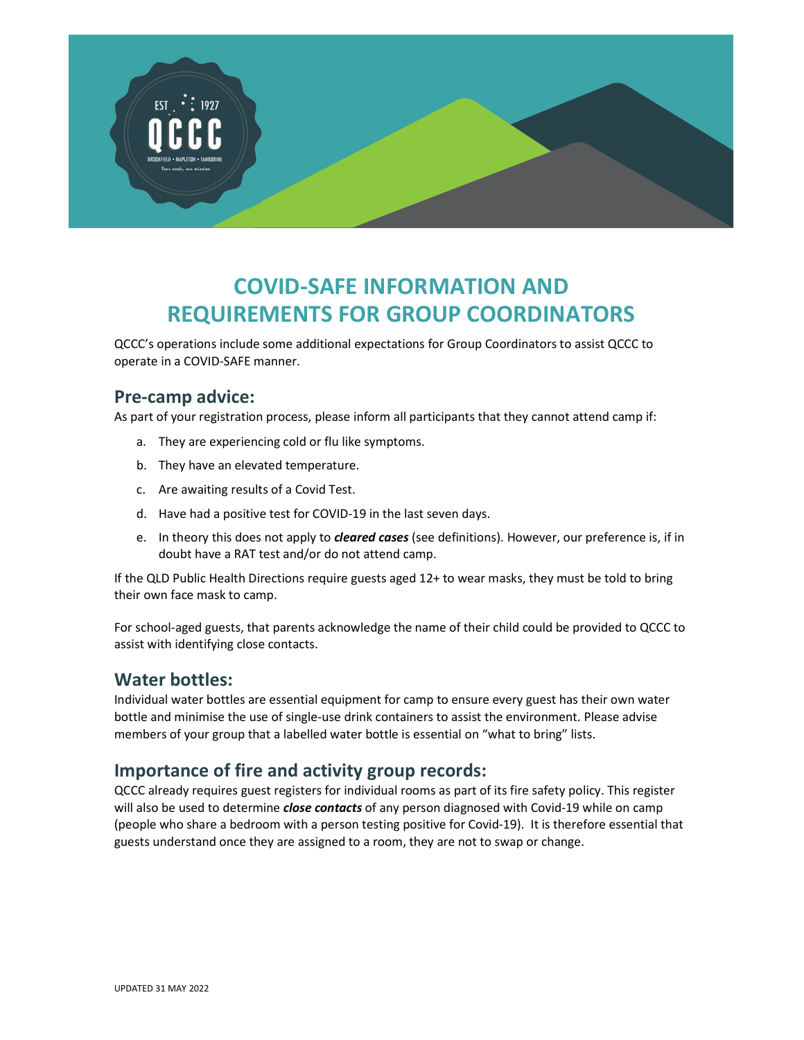# COVID-SAFE INFORMATION AND REQUIREMENTS FOR GROUP COORDINATORS

QCCC's operations include some additional expectations for Group Coordinators to assist QCCC to operate in a COVID-SAFE manner.

## Pre-camp advice:

As part of your registration process, please inform all participants that they cannot attend camp if:

a. They are experiencing cold or flu like symptoms.
b. They have an elevated temperature.
c. Are awaiting results of a Covid Test.
d. Have had a positive test for COVID-19 in the last seven days.
e. In theory this does not apply to ***cleared cases*** (see definitions). However, our preference is, if in doubt have a RAT test and/or do not attend camp.

If the QLD Public Health Directions require guests aged 12+ to wear masks, they must be told to bring their own face mask to camp.

For school-aged guests, that parents acknowledge the name of their child could be provided to QCCC to assist with identifying close contacts.

## Water bottles:

Individual water bottles are essential equipment for camp to ensure every guest has their own water bottle and minimise the use of single-use drink containers to assist the environment. Please advise members of your group that a labelled water bottle is essential on "what to bring" lists.

## Importance of fire and activity group records:

QCCC already requires guest registers for individual rooms as part of its fire safety policy. This register will also be used to determine ***close contacts*** of any person diagnosed with Covid-19 while on camp (people who share a bedroom with a person testing positive for Covid-19). It is therefore essential that guests understand once they are assigned to a room, they are not to swap or change.

UPDATED 31 MAY 2022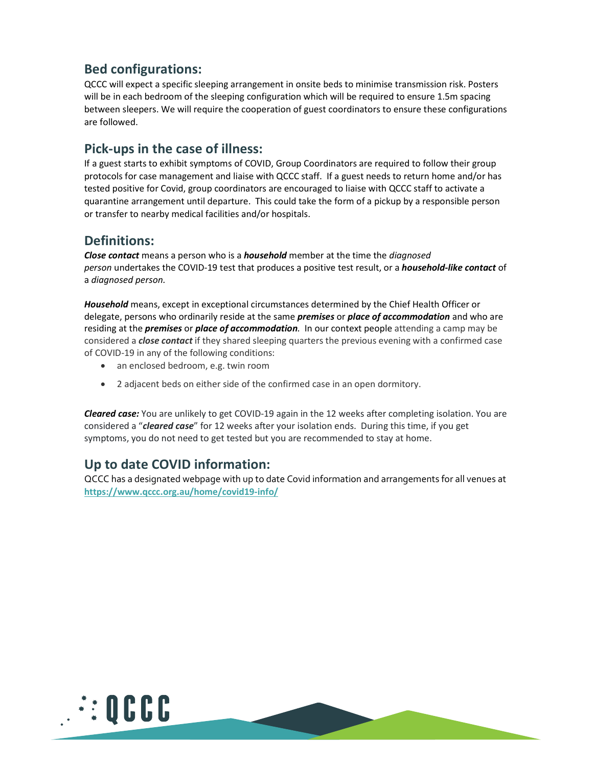## Bed configurations:

QCCC will expect a specific sleeping arrangement in onsite beds to minimise transmission risk. Posters will be in each bedroom of the sleeping configuration which will be required to ensure 1.5m spacing between sleepers. We will require the cooperation of guest coordinators to ensure these configurations are followed.

## Pick-ups in the case of illness:

If a guest starts to exhibit symptoms of COVID, Group Coordinators are required to follow their group protocols for case management and liaise with QCCC staff. If a guest needs to return home and/or has tested positive for Covid, group coordinators are encouraged to liaise with QCCC staff to activate a quarantine arrangement until departure. This could take the form of a pickup by a responsible person or transfer to nearby medical facilities and/or hospitals.

## Definitions:

***Close contact*** means a person who is a ***household*** member at the time the *diagnosed person* undertakes the COVID-19 test that produces a positive test result, or a ***household-like contact*** of a *diagnosed person.*

***Household*** means, except in exceptional circumstances determined by the Chief Health Officer or delegate, persons who ordinarily reside at the same ***premises*** or ***place of accommodation*** and who are residing at the ***premises*** or ***place of accommodation****.* In our context people attending a camp may be considered a ***close contact*** if they shared sleeping quarters the previous evening with a confirmed case of COVID-19 in any of the following conditions:

- an enclosed bedroom, e.g. twin room
- 2 adjacent beds on either side of the confirmed case in an open dormitory.

***Cleared case:*** You are unlikely to get COVID-19 again in the 12 weeks after completing isolation. You are considered a "***cleared case***" for 12 weeks after your isolation ends. During this time, if you get symptoms, you do not need to get tested but you are recommended to stay at home.

## Up to date COVID information:

QCCC has a designated webpage with up to date Covid information and arrangements for all venues at **https://www.qccc.org.au/home/covid19-info/**